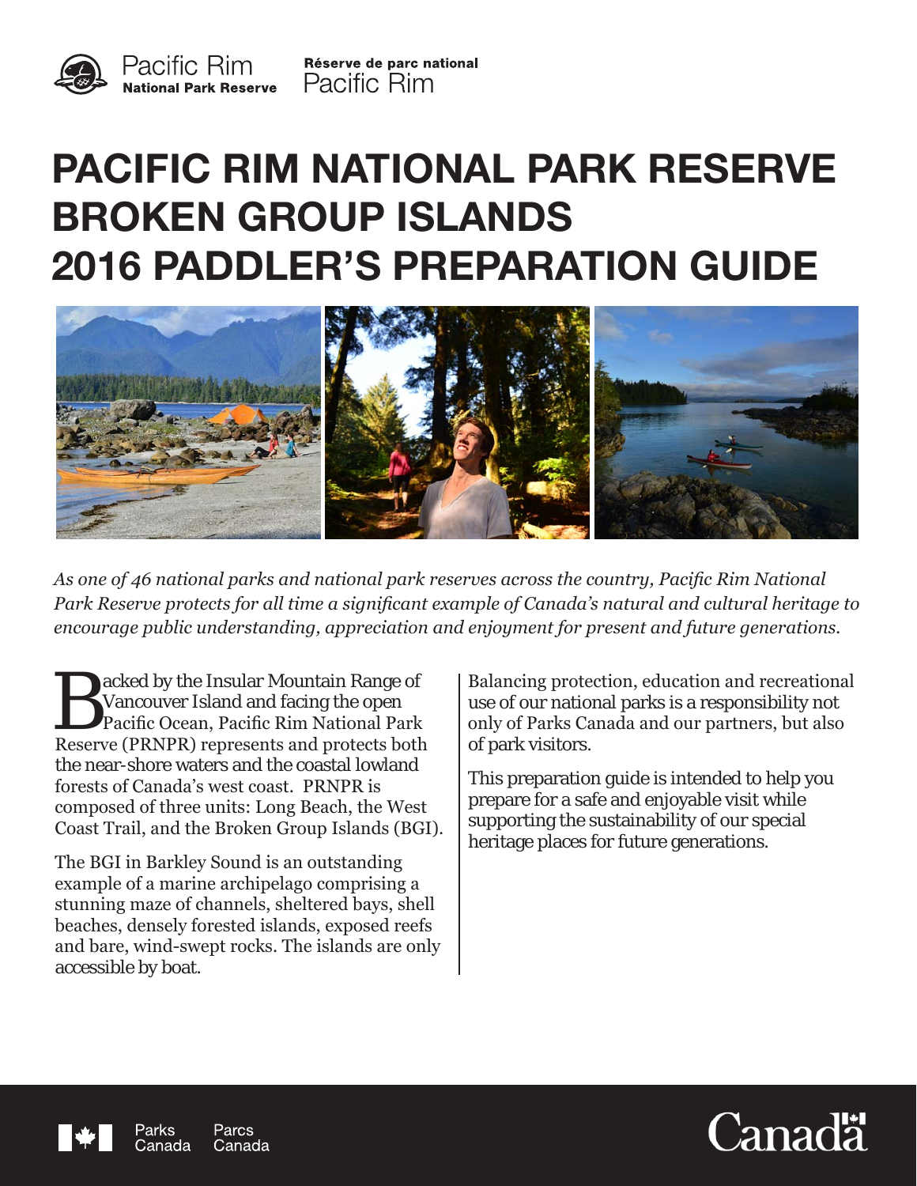Pacific Rim
National Park Reserve

Réserve de parc national
Pacific Rim

# PACIFIC RIM NATIONAL PARK RESERVE BROKEN GROUP ISLANDS 2016 PADDLER'S PREPARATION GUIDE

*As one of 46 national parks and national park reserves across the country, Pacific Rim National Park Reserve protects for all time a significant example of Canada's natural and cultural heritage to encourage public understanding, appreciation and enjoyment for present and future generations.*

Backed by the Insular Mountain Range of Vancouver Island and facing the open Pacific Ocean, Pacific Rim National Park Reserve (PRNPR) represents and protects both the near-shore waters and the coastal lowland forests of Canada's west coast. PRNPR is composed of three units: Long Beach, the West Coast Trail, and the Broken Group Islands (BGI).

The BGI in Barkley Sound is an outstanding example of a marine archipelago comprising a stunning maze of channels, sheltered bays, shell beaches, densely forested islands, exposed reefs and bare, wind-swept rocks. The islands are only accessible by boat.

Balancing protection, education and recreational use of our national parks is a responsibility not only of Parks Canada and our partners, but also of park visitors.

This preparation guide is intended to help you prepare for a safe and enjoyable visit while supporting the sustainability of our special heritage places for future generations.

Parks Canada Parcs Canada

Canada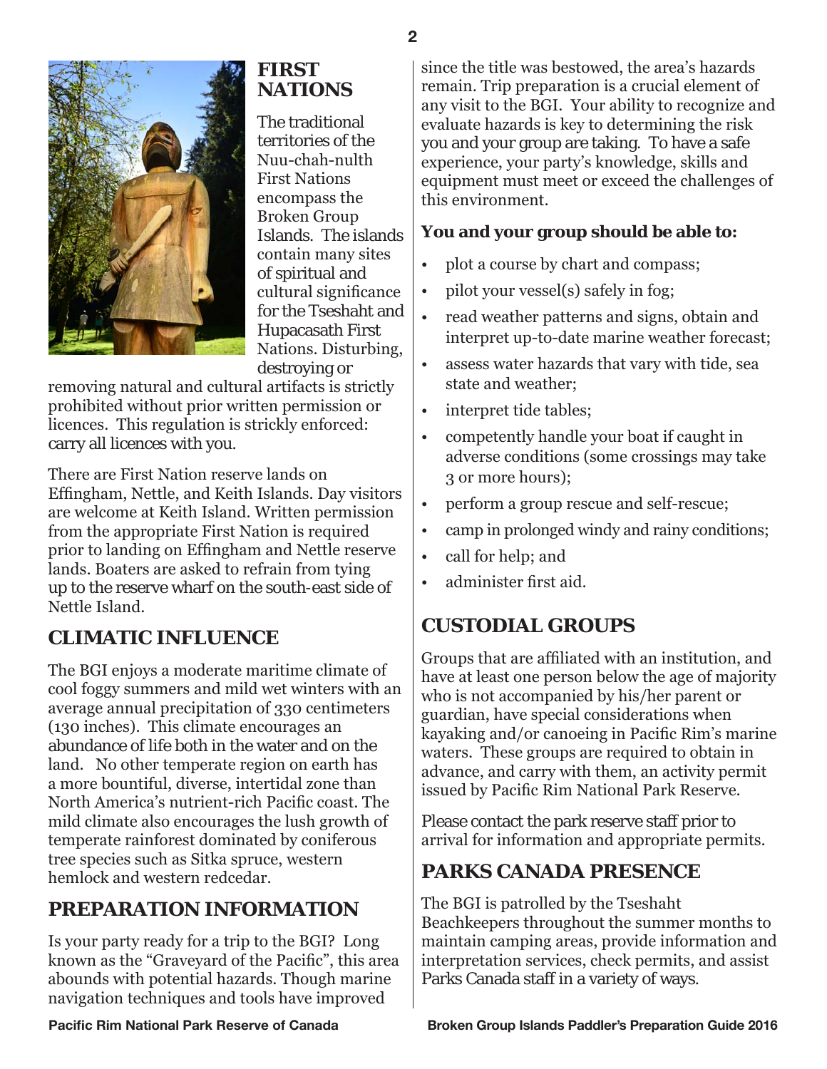## FIRST NATIONS

The traditional territories of the Nuu-chah-nulth First Nations encompass the Broken Group Islands. The islands contain many sites of spiritual and cultural significance for the Tseshaht and Hupacasath First Nations. Disturbing, destroying or removing natural and cultural artifacts is strictly prohibited without prior written permission or licences. This regulation is strickly enforced: carry all licences with you.

There are First Nation reserve lands on Effingham, Nettle, and Keith Islands. Day visitors are welcome at Keith Island. Written permission from the appropriate First Nation is required prior to landing on Effingham and Nettle reserve lands. Boaters are asked to refrain from tying up to the reserve wharf on the south-east side of Nettle Island.

## CLIMATIC INFLUENCE

The BGI enjoys a moderate maritime climate of cool foggy summers and mild wet winters with an average annual precipitation of 330 centimeters (130 inches). This climate encourages an abundance of life both in the water and on the land. No other temperate region on earth has a more bountiful, diverse, intertidal zone than North America's nutrient-rich Pacific coast. The mild climate also encourages the lush growth of temperate rainforest dominated by coniferous tree species such as Sitka spruce, western hemlock and western redcedar.

## PREPARATION INFORMATION

Is your party ready for a trip to the BGI? Long known as the "Graveyard of the Pacific", this area abounds with potential hazards. Though marine navigation techniques and tools have improved since the title was bestowed, the area's hazards remain. Trip preparation is a crucial element of any visit to the BGI. Your ability to recognize and evaluate hazards is key to determining the risk you and your group are taking. To have a safe experience, your party's knowledge, skills and equipment must meet or exceed the challenges of this environment.

**You and your group should be able to:**

- plot a course by chart and compass;
- pilot your vessel(s) safely in fog;
- read weather patterns and signs, obtain and interpret up-to-date marine weather forecast;
- assess water hazards that vary with tide, sea state and weather;
- interpret tide tables;
- competently handle your boat if caught in adverse conditions (some crossings may take 3 or more hours);
- perform a group rescue and self-rescue;
- camp in prolonged windy and rainy conditions;
- call for help; and
- administer first aid.

## CUSTODIAL GROUPS

Groups that are affiliated with an institution, and have at least one person below the age of majority who is not accompanied by his/her parent or guardian, have special considerations when kayaking and/or canoeing in Pacific Rim's marine waters. These groups are required to obtain in advance, and carry with them, an activity permit issued by Pacific Rim National Park Reserve.

Please contact the park reserve staff prior to arrival for information and appropriate permits.

## PARKS CANADA PRESENCE

The BGI is patrolled by the Tseshaht Beachkeepers throughout the summer months to maintain camping areas, provide information and interpretation services, check permits, and assist Parks Canada staff in a variety of ways.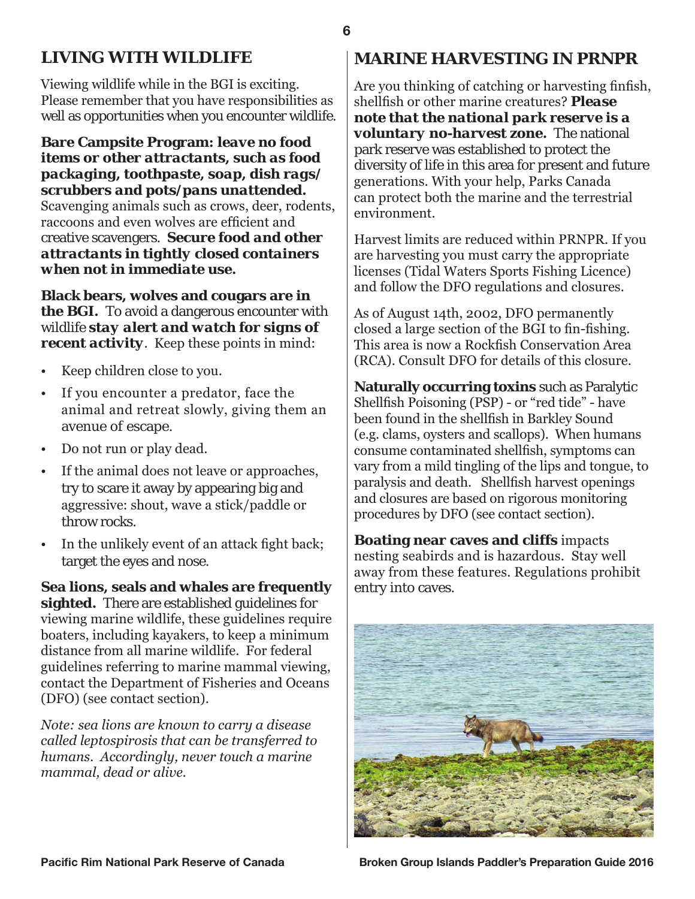## LIVING WITH WILDLIFE

Viewing wildlife while in the BGI is exciting. Please remember that you have responsibilities as well as opportunities when you encounter wildlife.

**Bare Campsite Program: *leave no food items or other attractants, such as food packaging, toothpaste, soap, dish rags/ scrubbers and pots/pans unattended.*** Scavenging animals such as crows, deer, rodents, raccoons and even wolves are efficient and creative scavengers. ***Secure food and other attractants in tightly closed containers when not in immediate use.***

**Black bears, wolves and cougars are in the BGI.** To avoid a dangerous encounter with wildlife ***stay alert and watch for signs of recent activity***. Keep these points in mind:

- Keep children close to you.
- If you encounter a predator, face the animal and retreat slowly, giving them an avenue of escape.
- Do not run or play dead.
- If the animal does not leave or approaches, try to scare it away by appearing big and aggressive: shout, wave a stick/paddle or throw rocks.
- In the unlikely event of an attack fight back; target the eyes and nose.

**Sea lions, seals and whales are frequently sighted.** There are established guidelines for viewing marine wildlife, these guidelines require boaters, including kayakers, to keep a minimum distance from all marine wildlife. For federal guidelines referring to marine mammal viewing, contact the Department of Fisheries and Oceans (DFO) (see contact section).

*Note: sea lions are known to carry a disease called leptospirosis that can be transferred to humans. Accordingly, never touch a marine mammal, dead or alive.*

## MARINE HARVESTING IN PRNPR

Are you thinking of catching or harvesting finfish, shellfish or other marine creatures? ***Please note that the national park reserve is a voluntary no-harvest zone.*** The national park reserve was established to protect the diversity of life in this area for present and future generations. With your help, Parks Canada can protect both the marine and the terrestrial environment.

Harvest limits are reduced within PRNPR. If you are harvesting you must carry the appropriate licenses (Tidal Waters Sports Fishing Licence) and follow the DFO regulations and closures.

As of August 14th, 2002, DFO permanently closed a large section of the BGI to fin-fishing. This area is now a Rockfish Conservation Area (RCA). Consult DFO for details of this closure.

**Naturally occurring toxins** such as Paralytic Shellfish Poisoning (PSP) - or "red tide" - have been found in the shellfish in Barkley Sound (e.g. clams, oysters and scallops). When humans consume contaminated shellfish, symptoms can vary from a mild tingling of the lips and tongue, to paralysis and death. Shellfish harvest openings and closures are based on rigorous monitoring procedures by DFO (see contact section).

**Boating near caves and cliffs** impacts nesting seabirds and is hazardous. Stay well away from these features. Regulations prohibit entry into caves.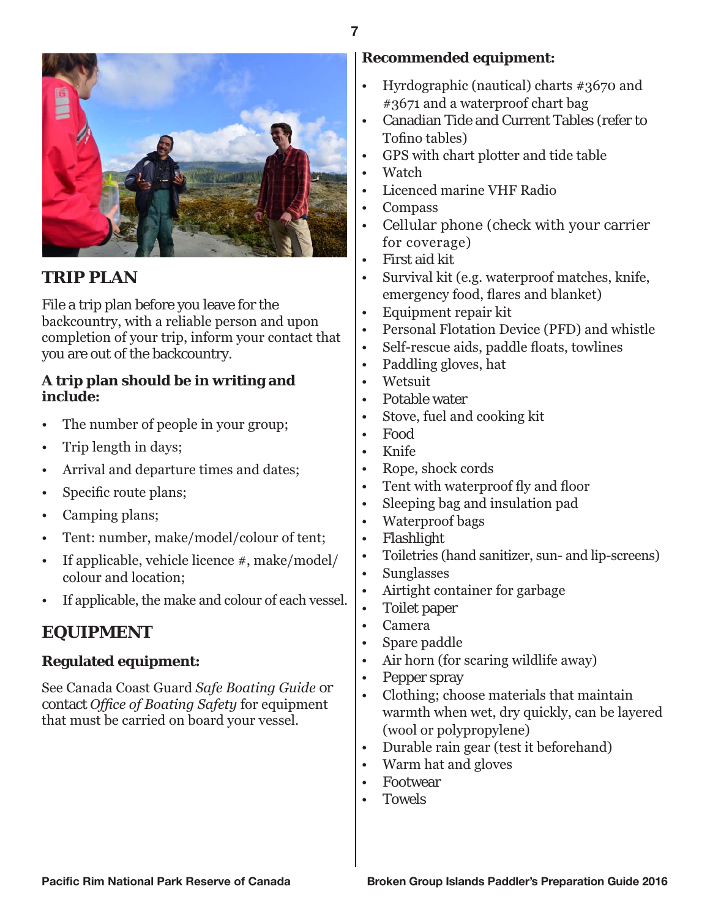## TRIP PLAN

File a trip plan before you leave for the backcountry, with a reliable person and upon completion of your trip, inform your contact that you are out of the backcountry.

**A trip plan should be in writing and include:**

- The number of people in your group;
- Trip length in days;
- Arrival and departure times and dates;
- Specific route plans;
- Camping plans;
- Tent: number, make/model/colour of tent;
- If applicable, vehicle licence #, make/model/colour and location;
- If applicable, the make and colour of each vessel.

## EQUIPMENT

**Regulated equipment:**

See Canada Coast Guard *Safe Boating Guide* or contact *Office of Boating Safety* for equipment that must be carried on board your vessel.

**Recommended equipment:**

- Hyrdographic (nautical) charts #3670 and #3671 and a waterproof chart bag
- Canadian Tide and Current Tables (refer to Tofino tables)
- GPS with chart plotter and tide table
- Watch
- Licenced marine VHF Radio
- Compass
- Cellular phone (check with your carrier for coverage)
- First aid kit
- Survival kit (e.g. waterproof matches, knife, emergency food, flares and blanket)
- Equipment repair kit
- Personal Flotation Device (PFD) and whistle
- Self-rescue aids, paddle floats, towlines
- Paddling gloves, hat
- Wetsuit
- Potable water
- Stove, fuel and cooking kit
- Food
- Knife
- Rope, shock cords
- Tent with waterproof fly and floor
- Sleeping bag and insulation pad
- Waterproof bags
- Flashlight
- Toiletries (hand sanitizer, sun- and lip-screens)
- Sunglasses
- Airtight container for garbage
- Toilet paper
- Camera
- Spare paddle
- Air horn (for scaring wildlife away)
- Pepper spray
- Clothing; choose materials that maintain warmth when wet, dry quickly, can be layered (wool or polypropylene)
- Durable rain gear (test it beforehand)
- Warm hat and gloves
- Footwear
- Towels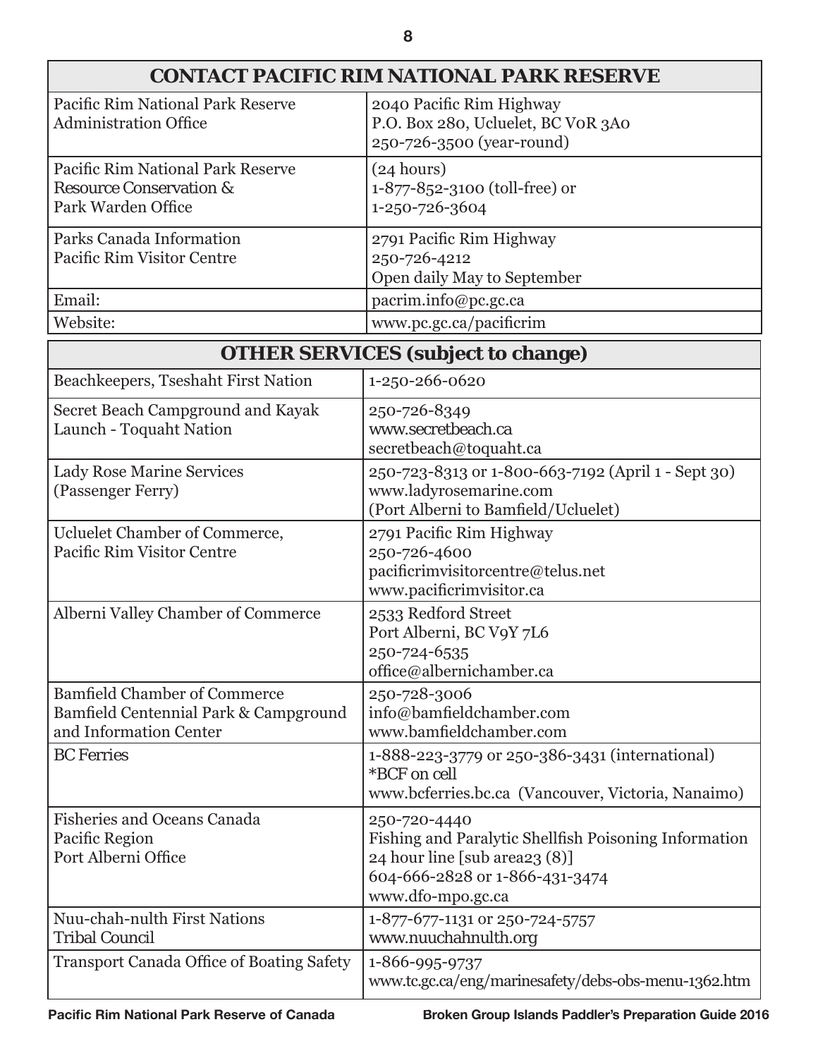| CONTACT PACIFIC RIM NATIONAL PARK RESERVE | |
|---|---|
| Pacific Rim National Park Reserve Administration Office | 2040 Pacific Rim Highway<br>P.O. Box 280, Ucluelet, BC V0R 3A0<br>250-726-3500 (year-round) |
| Pacific Rim National Park Reserve Resource Conservation & Park Warden Office | (24 hours)<br>1-877-852-3100 (toll-free) or<br>1-250-726-3604 |
| Parks Canada Information Pacific Rim Visitor Centre | 2791 Pacific Rim Highway<br>250-726-4212<br>Open daily May to September |
| Email: | pacrim.info@pc.gc.ca |
| Website: | www.pc.gc.ca/pacificrim |

| OTHER SERVICES (subject to change) | |
|---|---|
| Beachkeepers, Tseshaht First Nation | 1-250-266-0620 |
| Secret Beach Campground and Kayak Launch - Toquaht Nation | 250-726-8349<br>www.secretbeach.ca<br>secretbeach@toquaht.ca |
| Lady Rose Marine Services (Passenger Ferry) | 250-723-8313 or 1-800-663-7192 (April 1 - Sept 30)<br>www.ladyrosemarine.com<br>(Port Alberni to Bamfield/Ucluelet) |
| Ucluelet Chamber of Commerce, Pacific Rim Visitor Centre | 2791 Pacific Rim Highway<br>250-726-4600<br>pacificrimvisitorcentre@telus.net<br>www.pacificrimvisitor.ca |
| Alberni Valley Chamber of Commerce | 2533 Redford Street<br>Port Alberni, BC V9Y 7L6<br>250-724-6535<br>office@albernichamber.ca |
| Bamfield Chamber of Commerce Bamfield Centennial Park & Campground and Information Center | 250-728-3006<br>info@bamfieldchamber.com<br>www.bamfieldchamber.com |
| BC Ferries | 1-888-223-3779 or 250-386-3431 (international)<br>*BCF on cell<br>www.bcferries.bc.ca (Vancouver, Victoria, Nanaimo) |
| Fisheries and Oceans Canada Pacific Region Port Alberni Office | 250-720-4440<br>Fishing and Paralytic Shellfish Poisoning Information 24 hour line [sub area23 (8)]<br>604-666-2828 or 1-866-431-3474<br>www.dfo-mpo.gc.ca |
| Nuu-chah-nulth First Nations Tribal Council | 1-877-677-1131 or 250-724-5757<br>www.nuuchahnulth.org |
| Transport Canada Office of Boating Safety | 1-866-995-9737<br>www.tc.gc.ca/eng/marinesafety/debs-obs-menu-1362.htm |